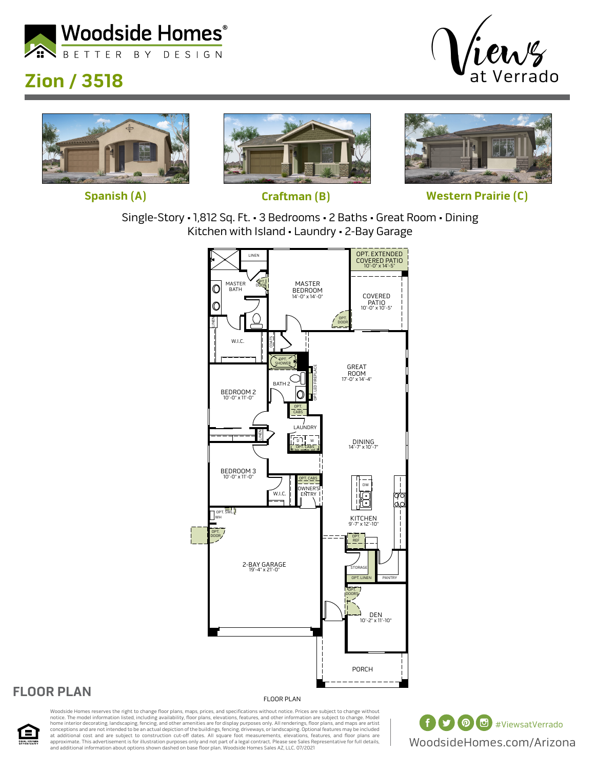# Woodside Homes®

BETTER BY DESIGN

## Zion / 3518

Views at Verrado

**Spanish (A)** **Craftman (B)** **Western Prairie (C)**

Single-Story • 1,812 Sq. Ft. • 3 Bedrooms • 2 Baths • Great Room • Dining
Kitchen with Island • Laundry • 2-Bay Garage

LINEN
MASTER BATH
OPT. DOOR
MASTER BEDROOM 14'-0" x 14'-0"
OPT. EXTENDED COVERED PATIO 10'-0" x 14'-5"
COVERED PATIO 10'-0" x 10'-5"
OPT. DOOR
LINEN
W.I.C.
COATS
OPT. SHOWER
BATH 2
OPT. LED FIREPLACE
GREAT ROOM 17'-0" x 14'-4"
BEDROOM 2 10'-0" x 11'-0"
OPT. CABS
LAUNDRY
LINEN
D W
OPT. CABS
DINING 14'-7" x 10'-7"
BEDROOM 3 10'-0" x 11'-0"
W.I.C.
OPT. CABS
OWNER'S ENTRY
DW
KITCHEN 9'-7" x 12'-10"
OPT. SWL
WH
OPT. DOOR
OPT. REF
2-BAY GARAGE 19'-4" x 21'-0"
STORAGE
OPT. LINEN
PANTRY
OPT. DOORS
DEN 10'-2" x 11'-10"
PORCH

## FLOOR PLAN

FLOOR PLAN

Woodside Homes reserves the right to change floor plans, maps, prices, and specifications without notice. Prices are subject to change without notice. The model information listed, including availability, floor plans, elevations, features, and other information are subject to change. Model home interior decorating, landscaping, fencing, and other amenities are for display purposes only. All renderings, floor plans, and maps are artist conceptions and are not intended to be an actual depiction of the buildings, fencing, driveways, or landscaping. Optional features may be included at additional cost and are subject to construction cut-off dates. All square foot measurements, elevations, features, and floor plans are approximate. This advertisement is for illustration purposes only and not part of a legal contract. Please see Sales Representative for full details, and additional information about options shown dashed on base floor plan. Woodside Homes Sales AZ, LLC. 07/2021

#ViewsatVerrado

WoodsideHomes.com/Arizona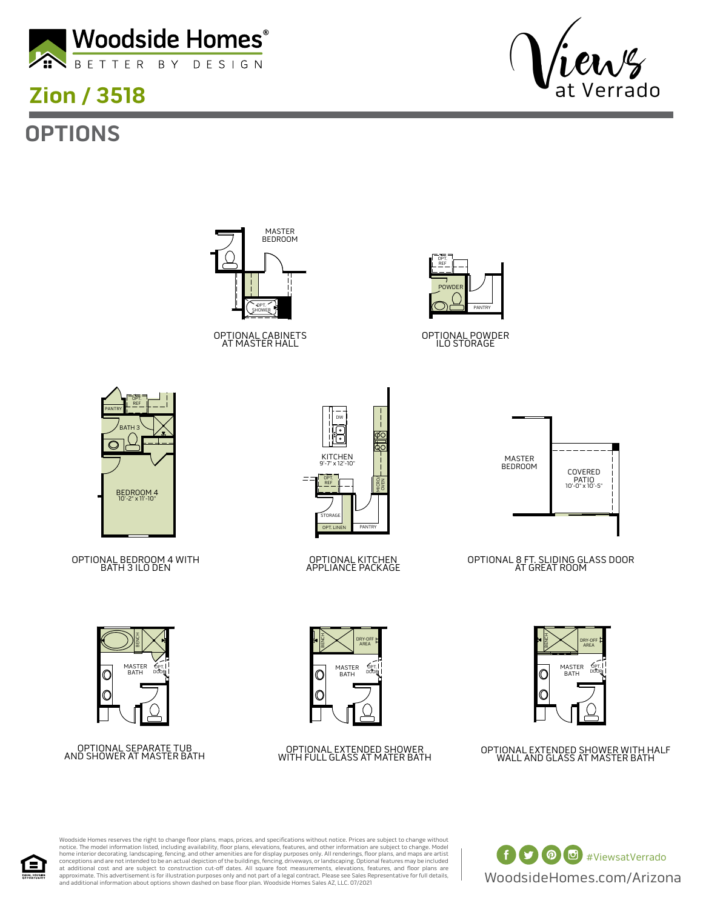# Zion / 3518

## OPTIONS

MASTER BEDROOM

OPT. SHOWER

OPTIONAL CABINETS AT MASTER HALL

OPT. REF

POWDER

PANTRY

OPTIONAL POWDER ILO STORAGE

PANTRY

OPT. REF

BATH 3

BEDROOM 4
10'-2" x 11'-10"

OPTIONAL BEDROOM 4 WITH BATH 3 ILO DEN

DW

KITCHEN
9'-7' x 12'-10"

OPT. REF

MICRO OVEN

STORAGE

OPT. LINEN

PANTRY

OPTIONAL KITCHEN APPLIANCE PACKAGE

MASTER BEDROOM

COVERED PATIO
10'-0" x 10'-5"

OPTIONAL 8 FT. SLIDING GLASS DOOR AT GREAT ROOM

BENCH

MASTER BATH

OPT. DOOR

OPTIONAL SEPARATE TUB AND SHOWER AT MASTER BATH

BENCH

DRY-OFF AREA

MASTER BATH

OPT. DOOR

OPTIONAL EXTENDED SHOWER WITH FULL GLASS AT MATER BATH

BENCH

DRY-OFF AREA

MASTER BATH

OPT. DOOR

OPTIONAL EXTENDED SHOWER WITH HALF WALL AND GLASS AT MASTER BATH

Woodside Homes reserves the right to change floor plans, maps, prices, and specifications without notice. Prices are subject to change without notice. The model information listed, including availability, floor plans, elevations, features, and other information are subject to change. Model home interior decorating, landscaping, fencing, and other amenities are for display purposes only. All renderings, floor plans, and maps are artist conceptions and are not intended to be an actual depiction of the buildings, fencing, driveways, or landscaping. Optional features may be included at additional cost and are subject to construction cut-off dates. All square foot measurements, elevations, features, and floor plans are approximate. This advertisement is for illustration purposes only and not part of a legal contract. Please see Sales Representative for full details, and additional information about options shown dashed on base floor plan. Woodside Homes Sales AZ, LLC. 07/2021

#ViewsatVerrado

WoodsideHomes.com/Arizona